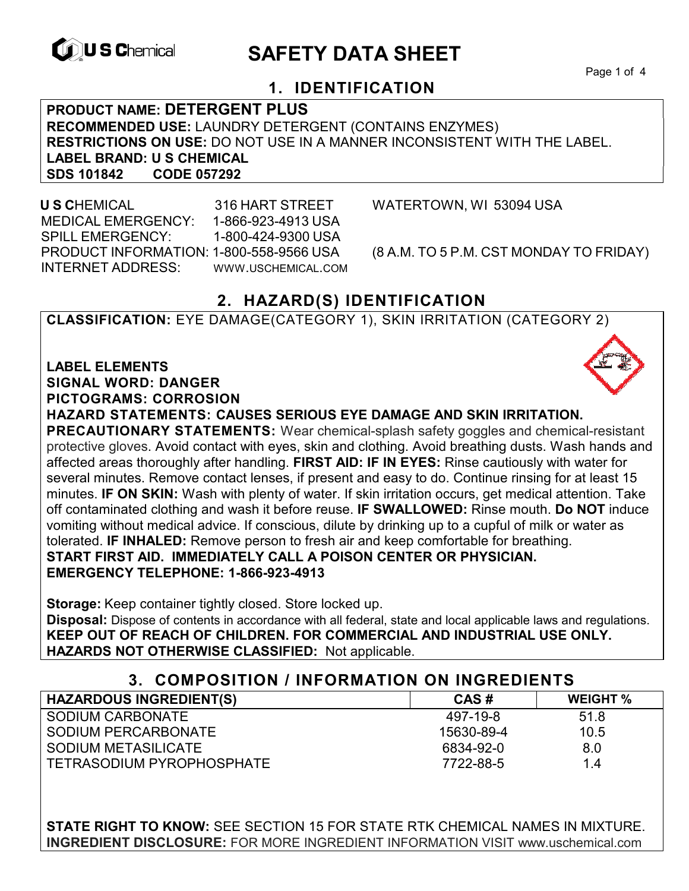# SAFETY DATA SHEET

## 1. IDENTIFICATION

**PRODUCT NAME: DETERGENT PLUS**
**RECOMMENDED USE:** LAUNDRY DETERGENT (CONTAINS ENZYMES)
**RESTRICTIONS ON USE:** DO NOT USE IN A MANNER INCONSISTENT WITH THE LABEL.
**LABEL BRAND: U S CHEMICAL**
**SDS 101842 CODE 057292**

**U S C**HEMICAL 316 HART STREET WATERTOWN, WI 53094 USA
MEDICAL EMERGENCY: 1-866-923-4913 USA
SPILL EMERGENCY: 1-800-424-9300 USA
PRODUCT INFORMATION: 1-800-558-9566 USA (8 A.M. TO 5 P.M. CST MONDAY TO FRIDAY)
INTERNET ADDRESS: WWW.USCHEMICAL.COM

## 2. HAZARD(S) IDENTIFICATION

**CLASSIFICATION:** EYE DAMAGE(CATEGORY 1), SKIN IRRITATION (CATEGORY 2)

**LABEL ELEMENTS**
**SIGNAL WORD: DANGER**
**PICTOGRAMS: CORROSION**
**HAZARD STATEMENTS: CAUSES SERIOUS EYE DAMAGE AND SKIN IRRITATION.**
**PRECAUTIONARY STATEMENTS:** Wear chemical-splash safety goggles and chemical-resistant protective gloves. Avoid contact with eyes, skin and clothing. Avoid breathing dusts. Wash hands and affected areas thoroughly after handling. **FIRST AID: IF IN EYES:** Rinse cautiously with water for several minutes. Remove contact lenses, if present and easy to do. Continue rinsing for at least 15 minutes. **IF ON SKIN:** Wash with plenty of water. If skin irritation occurs, get medical attention. Take off contaminated clothing and wash it before reuse. **IF SWALLOWED:** Rinse mouth. **Do NOT** induce vomiting without medical advice. If conscious, dilute by drinking up to a cupful of milk or water as tolerated. **IF INHALED:** Remove person to fresh air and keep comfortable for breathing.
**START FIRST AID. IMMEDIATELY CALL A POISON CENTER OR PHYSICIAN.**
**EMERGENCY TELEPHONE: 1-866-923-4913**

**Storage:** Keep container tightly closed. Store locked up.
**Disposal:** Dispose of contents in accordance with all federal, state and local applicable laws and regulations.
**KEEP OUT OF REACH OF CHILDREN. FOR COMMERCIAL AND INDUSTRIAL USE ONLY.**
**HAZARDS NOT OTHERWISE CLASSIFIED:** Not applicable.

## 3. COMPOSITION / INFORMATION ON INGREDIENTS

| HAZARDOUS INGREDIENT(S) | CAS # | WEIGHT % |
|---|---|---|
| SODIUM CARBONATE | 497-19-8 | 51.8 |
| SODIUM PERCARBONATE | 15630-89-4 | 10.5 |
| SODIUM METASILICATE | 6834-92-0 | 8.0 |
| TETRASODIUM PYROPHOSPHATE | 7722-88-5 | 1.4 |

**STATE RIGHT TO KNOW:** SEE SECTION 15 FOR STATE RTK CHEMICAL NAMES IN MIXTURE.
**INGREDIENT DISCLOSURE:** FOR MORE INGREDIENT INFORMATION VISIT www.uschemical.com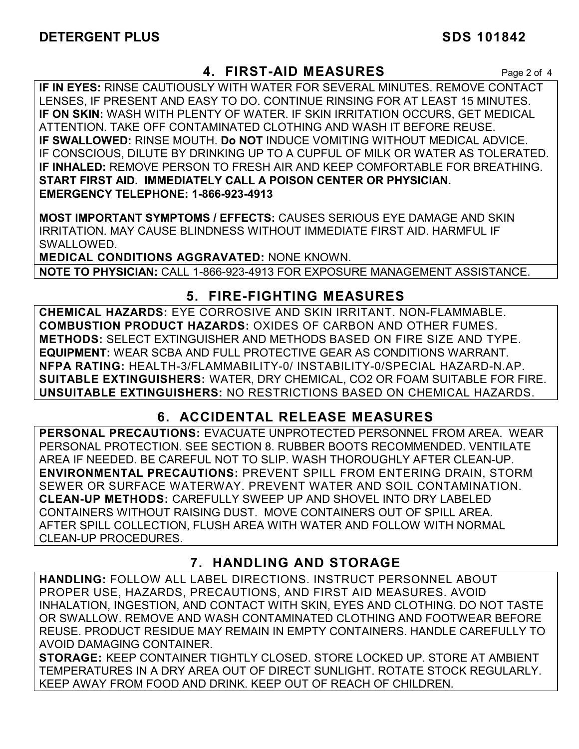## 4. FIRST-AID MEASURES

**IF IN EYES:** RINSE CAUTIOUSLY WITH WATER FOR SEVERAL MINUTES. REMOVE CONTACT LENSES, IF PRESENT AND EASY TO DO. CONTINUE RINSING FOR AT LEAST 15 MINUTES.
**IF ON SKIN:** WASH WITH PLENTY OF WATER. IF SKIN IRRITATION OCCURS, GET MEDICAL ATTENTION. TAKE OFF CONTAMINATED CLOTHING AND WASH IT BEFORE REUSE.
**IF SWALLOWED:** RINSE MOUTH. **Do NOT** INDUCE VOMITING WITHOUT MEDICAL ADVICE. IF CONSCIOUS, DILUTE BY DRINKING UP TO A CUPFUL OF MILK OR WATER AS TOLERATED.
**IF INHALED:** REMOVE PERSON TO FRESH AIR AND KEEP COMFORTABLE FOR BREATHING.
**START FIRST AID. IMMEDIATELY CALL A POISON CENTER OR PHYSICIAN.**
**EMERGENCY TELEPHONE: 1-866-923-4913**

**MOST IMPORTANT SYMPTOMS / EFFECTS:** CAUSES SERIOUS EYE DAMAGE AND SKIN IRRITATION. MAY CAUSE BLINDNESS WITHOUT IMMEDIATE FIRST AID. HARMFUL IF SWALLOWED.
**MEDICAL CONDITIONS AGGRAVATED:** NONE KNOWN.
**NOTE TO PHYSICIAN:** CALL 1-866-923-4913 FOR EXPOSURE MANAGEMENT ASSISTANCE.

## 5. FIRE-FIGHTING MEASURES

**CHEMICAL HAZARDS:** EYE CORROSIVE AND SKIN IRRITANT. NON-FLAMMABLE.
**COMBUSTION PRODUCT HAZARDS:** OXIDES OF CARBON AND OTHER FUMES.
**METHODS:** SELECT EXTINGUISHER AND METHODS BASED ON FIRE SIZE AND TYPE.
**EQUIPMENT:** WEAR SCBA AND FULL PROTECTIVE GEAR AS CONDITIONS WARRANT.
**NFPA RATING:** HEALTH-3/FLAMMABILITY-0/ INSTABILITY-0/SPECIAL HAZARD-N.AP.
**SUITABLE EXTINGUISHERS:** WATER, DRY CHEMICAL, CO2 OR FOAM SUITABLE FOR FIRE.
**UNSUITABLE EXTINGUISHERS:** NO RESTRICTIONS BASED ON CHEMICAL HAZARDS.

## 6. ACCIDENTAL RELEASE MEASURES

**PERSONAL PRECAUTIONS:** EVACUATE UNPROTECTED PERSONNEL FROM AREA. WEAR PERSONAL PROTECTION. SEE SECTION 8. RUBBER BOOTS RECOMMENDED. VENTILATE AREA IF NEEDED. BE CAREFUL NOT TO SLIP. WASH THOROUGHLY AFTER CLEAN-UP.
**ENVIRONMENTAL PRECAUTIONS:** PREVENT SPILL FROM ENTERING DRAIN, STORM SEWER OR SURFACE WATERWAY. PREVENT WATER AND SOIL CONTAMINATION.
**CLEAN-UP METHODS:** CAREFULLY SWEEP UP AND SHOVEL INTO DRY LABELED CONTAINERS WITHOUT RAISING DUST. MOVE CONTAINERS OUT OF SPILL AREA. AFTER SPILL COLLECTION, FLUSH AREA WITH WATER AND FOLLOW WITH NORMAL CLEAN-UP PROCEDURES.

## 7. HANDLING AND STORAGE

**HANDLING:** FOLLOW ALL LABEL DIRECTIONS. INSTRUCT PERSONNEL ABOUT PROPER USE, HAZARDS, PRECAUTIONS, AND FIRST AID MEASURES. AVOID INHALATION, INGESTION, AND CONTACT WITH SKIN, EYES AND CLOTHING. DO NOT TASTE OR SWALLOW. REMOVE AND WASH CONTAMINATED CLOTHING AND FOOTWEAR BEFORE REUSE. PRODUCT RESIDUE MAY REMAIN IN EMPTY CONTAINERS. HANDLE CAREFULLY TO AVOID DAMAGING CONTAINER.
**STORAGE:** KEEP CONTAINER TIGHTLY CLOSED. STORE LOCKED UP. STORE AT AMBIENT TEMPERATURES IN A DRY AREA OUT OF DIRECT SUNLIGHT. ROTATE STOCK REGULARLY. KEEP AWAY FROM FOOD AND DRINK. KEEP OUT OF REACH OF CHILDREN.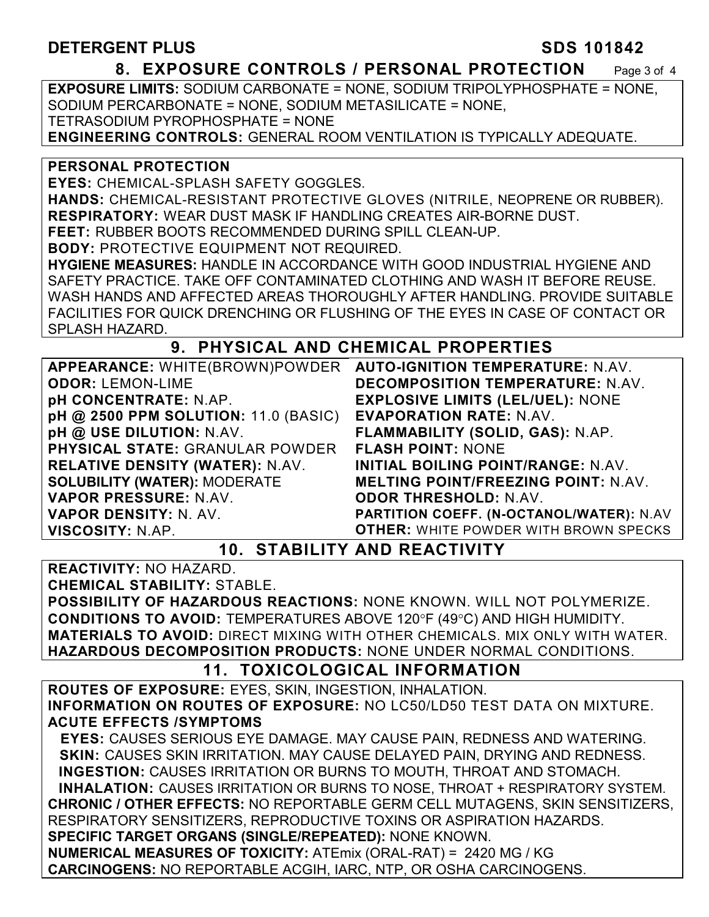## 8. EXPOSURE CONTROLS / PERSONAL PROTECTION

**EXPOSURE LIMITS:** SODIUM CARBONATE = NONE, SODIUM TRIPOLYPHOSPHATE = NONE, SODIUM PERCARBONATE = NONE, SODIUM METASILICATE = NONE, TETRASODIUM PYROPHOSPHATE = NONE

**ENGINEERING CONTROLS:** GENERAL ROOM VENTILATION IS TYPICALLY ADEQUATE.

**PERSONAL PROTECTION**

**EYES:** CHEMICAL-SPLASH SAFETY GOGGLES.

**HANDS:** CHEMICAL-RESISTANT PROTECTIVE GLOVES (NITRILE, NEOPRENE OR RUBBER).

**RESPIRATORY:** WEAR DUST MASK IF HANDLING CREATES AIR-BORNE DUST.

**FEET:** RUBBER BOOTS RECOMMENDED DURING SPILL CLEAN-UP.

**BODY:** PROTECTIVE EQUIPMENT NOT REQUIRED.

**HYGIENE MEASURES:** HANDLE IN ACCORDANCE WITH GOOD INDUSTRIAL HYGIENE AND SAFETY PRACTICE. TAKE OFF CONTAMINATED CLOTHING AND WASH IT BEFORE REUSE. WASH HANDS AND AFFECTED AREAS THOROUGHLY AFTER HANDLING. PROVIDE SUITABLE FACILITIES FOR QUICK DRENCHING OR FLUSHING OF THE EYES IN CASE OF CONTACT OR SPLASH HAZARD.

## 9. PHYSICAL AND CHEMICAL PROPERTIES

| | |
|---|---|
| **APPEARANCE:** WHITE(BROWN)POWDER | **AUTO-IGNITION TEMPERATURE:** N.AV. |
| **ODOR:** LEMON-LIME | **DECOMPOSITION TEMPERATURE:** N.AV. |
| **pH CONCENTRATE:** N.AP. | **EXPLOSIVE LIMITS (LEL/UEL):** NONE |
| **pH @ 2500 PPM SOLUTION:** 11.0 (BASIC) | **EVAPORATION RATE:** N.AV. |
| **pH @ USE DILUTION:** N.AV. | **FLAMMABILITY (SOLID, GAS):** N.AP. |
| **PHYSICAL STATE:** GRANULAR POWDER | **FLASH POINT:** NONE |
| **RELATIVE DENSITY (WATER):** N.AV. | **INITIAL BOILING POINT/RANGE:** N.AV. |
| **SOLUBILITY (WATER):** MODERATE | **MELTING POINT/FREEZING POINT:** N.AV. |
| **VAPOR PRESSURE:** N.AV. | **ODOR THRESHOLD:** N.AV. |
| **VAPOR DENSITY:** N. AV. | **PARTITION COEFF. (N-OCTANOL/WATER):** N.AV |
| **VISCOSITY:** N.AP. | **OTHER:** WHITE POWDER WITH BROWN SPECKS |

## 10. STABILITY AND REACTIVITY

**REACTIVITY:** NO HAZARD.

**CHEMICAL STABILITY:** STABLE.

**POSSIBILITY OF HAZARDOUS REACTIONS:** NONE KNOWN. WILL NOT POLYMERIZE.

**CONDITIONS TO AVOID:** TEMPERATURES ABOVE 120°F (49°C) AND HIGH HUMIDITY.

**MATERIALS TO AVOID:** DIRECT MIXING WITH OTHER CHEMICALS. MIX ONLY WITH WATER.

**HAZARDOUS DECOMPOSITION PRODUCTS:** NONE UNDER NORMAL CONDITIONS.

## 11. TOXICOLOGICAL INFORMATION

**ROUTES OF EXPOSURE:** EYES, SKIN, INGESTION, INHALATION.

**INFORMATION ON ROUTES OF EXPOSURE:** NO LC50/LD50 TEST DATA ON MIXTURE.

**ACUTE EFFECTS /SYMPTOMS**

**EYES:** CAUSES SERIOUS EYE DAMAGE. MAY CAUSE PAIN, REDNESS AND WATERING.

**SKIN:** CAUSES SKIN IRRITATION. MAY CAUSE DELAYED PAIN, DRYING AND REDNESS.

**INGESTION:** CAUSES IRRITATION OR BURNS TO MOUTH, THROAT AND STOMACH.

**INHALATION:** CAUSES IRRITATION OR BURNS TO NOSE, THROAT + RESPIRATORY SYSTEM.

**CHRONIC / OTHER EFFECTS:** NO REPORTABLE GERM CELL MUTAGENS, SKIN SENSITIZERS, RESPIRATORY SENSITIZERS, REPRODUCTIVE TOXINS OR ASPIRATION HAZARDS.

**SPECIFIC TARGET ORGANS (SINGLE/REPEATED):** NONE KNOWN.

**NUMERICAL MEASURES OF TOXICITY:** ATEmix (ORAL-RAT) = 2420 MG / KG

**CARCINOGENS:** NO REPORTABLE ACGIH, IARC, NTP, OR OSHA CARCINOGENS.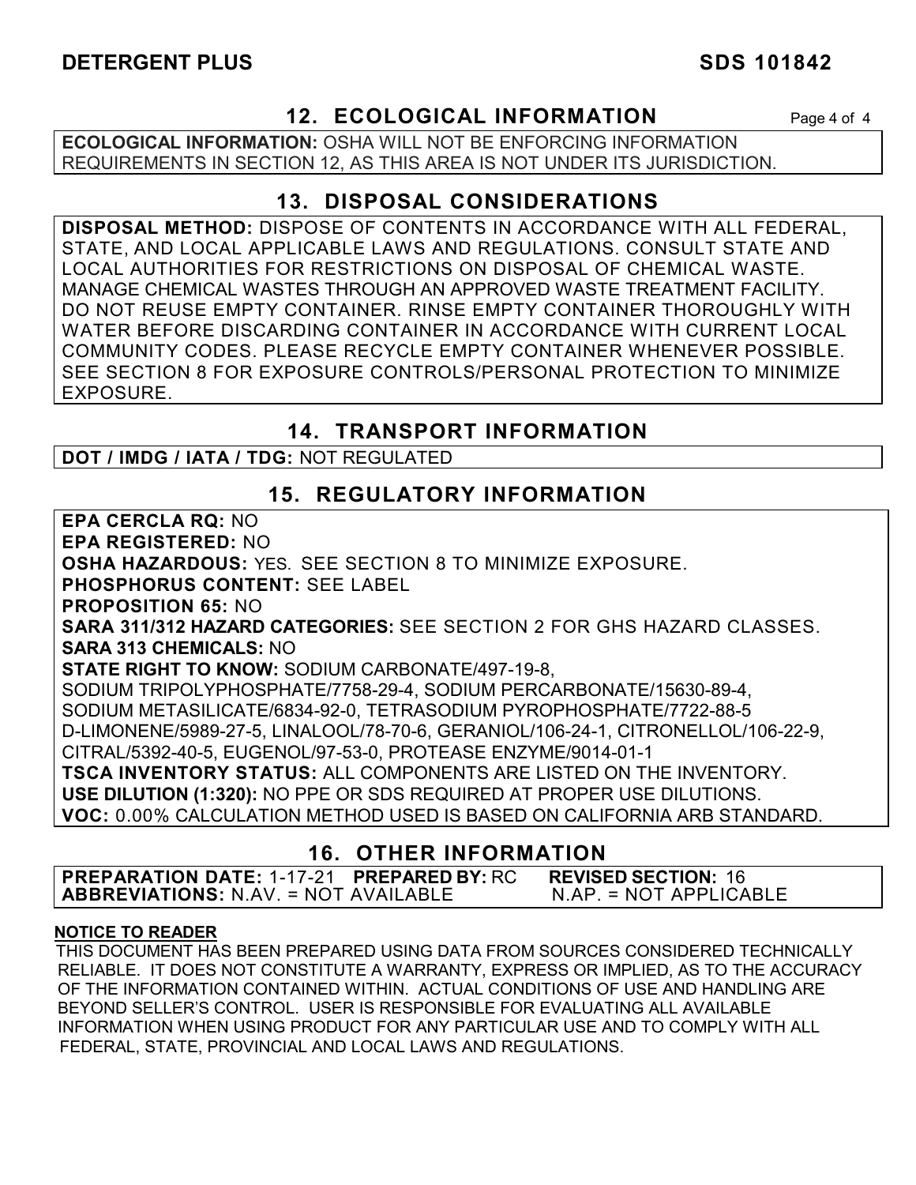## 12. ECOLOGICAL INFORMATION

**ECOLOGICAL INFORMATION:** OSHA WILL NOT BE ENFORCING INFORMATION REQUIREMENTS IN SECTION 12, AS THIS AREA IS NOT UNDER ITS JURISDICTION.

## 13. DISPOSAL CONSIDERATIONS

**DISPOSAL METHOD:** DISPOSE OF CONTENTS IN ACCORDANCE WITH ALL FEDERAL, STATE, AND LOCAL APPLICABLE LAWS AND REGULATIONS. CONSULT STATE AND LOCAL AUTHORITIES FOR RESTRICTIONS ON DISPOSAL OF CHEMICAL WASTE. MANAGE CHEMICAL WASTES THROUGH AN APPROVED WASTE TREATMENT FACILITY. DO NOT REUSE EMPTY CONTAINER. RINSE EMPTY CONTAINER THOROUGHLY WITH WATER BEFORE DISCARDING CONTAINER IN ACCORDANCE WITH CURRENT LOCAL COMMUNITY CODES. PLEASE RECYCLE EMPTY CONTAINER WHENEVER POSSIBLE. SEE SECTION 8 FOR EXPOSURE CONTROLS/PERSONAL PROTECTION TO MINIMIZE EXPOSURE.

## 14. TRANSPORT INFORMATION

**DOT / IMDG / IATA / TDG:** NOT REGULATED

## 15. REGULATORY INFORMATION

**EPA CERCLA RQ:** NO
**EPA REGISTERED:** NO
**OSHA HAZARDOUS:** YES. SEE SECTION 8 TO MINIMIZE EXPOSURE.
**PHOSPHORUS CONTENT:** SEE LABEL
**PROPOSITION 65:** NO
**SARA 311/312 HAZARD CATEGORIES:** SEE SECTION 2 FOR GHS HAZARD CLASSES.
**SARA 313 CHEMICALS:** NO
**STATE RIGHT TO KNOW:** SODIUM CARBONATE/497-19-8, SODIUM TRIPOLYPHOSPHATE/7758-29-4, SODIUM PERCARBONATE/15630-89-4, SODIUM METASILICATE/6834-92-0, TETRASODIUM PYROPHOSPHATE/7722-88-5 D-LIMONENE/5989-27-5, LINALOOL/78-70-6, GERANIOL/106-24-1, CITRONELLOL/106-22-9, CITRAL/5392-40-5, EUGENOL/97-53-0, PROTEASE ENZYME/9014-01-1
**TSCA INVENTORY STATUS:** ALL COMPONENTS ARE LISTED ON THE INVENTORY.
**USE DILUTION (1:320):** NO PPE OR SDS REQUIRED AT PROPER USE DILUTIONS.
**VOC:** 0.00% CALCULATION METHOD USED IS BASED ON CALIFORNIA ARB STANDARD.

## 16. OTHER INFORMATION

**PREPARATION DATE:** 1-17-21 **PREPARED BY:** RC **REVISED SECTION:** 16
**ABBREVIATIONS:** N.AV. = NOT AVAILABLE N.AP. = NOT APPLICABLE

**NOTICE TO READER**

THIS DOCUMENT HAS BEEN PREPARED USING DATA FROM SOURCES CONSIDERED TECHNICALLY RELIABLE. IT DOES NOT CONSTITUTE A WARRANTY, EXPRESS OR IMPLIED, AS TO THE ACCURACY OF THE INFORMATION CONTAINED WITHIN. ACTUAL CONDITIONS OF USE AND HANDLING ARE BEYOND SELLER'S CONTROL. USER IS RESPONSIBLE FOR EVALUATING ALL AVAILABLE INFORMATION WHEN USING PRODUCT FOR ANY PARTICULAR USE AND TO COMPLY WITH ALL FEDERAL, STATE, PROVINCIAL AND LOCAL LAWS AND REGULATIONS.